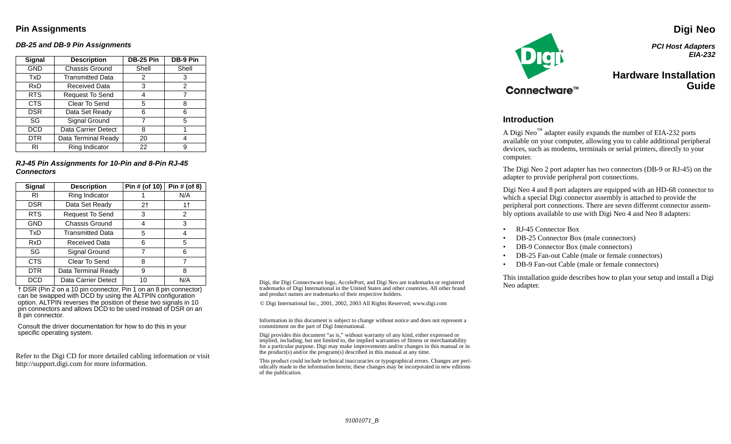## Pin Assignments

### *DB-25 and DB-9 Pin Assignments*

| Signal | Description | DB-25 Pin | DB-9 Pin |
|---|---|---|---|
| GND | Chassis Ground | Shell | Shell |
| TxD | Transmitted Data | 2 | 3 |
| RxD | Received Data | 3 | 2 |
| RTS | Request To Send | 4 | 7 |
| CTS | Clear To Send | 5 | 8 |
| DSR | Data Set Ready | 6 | 6 |
| SG | Signal Ground | 7 | 5 |
| DCD | Data Carrier Detect | 8 | 1 |
| DTR | Data Terminal Ready | 20 | 4 |
| RI | Ring Indicator | 22 | 9 |

### *RJ-45 Pin Assignments for 10-Pin and 8-Pin RJ-45 Connectors*

| Signal | Description | Pin # (of 10) | Pin # (of 8) |
|---|---|---|---|
| RI | Ring Indicator | 1 | N/A |
| DSR | Data Set Ready | 2† | 1† |
| RTS | Request To Send | 3 | 2 |
| GND | Chassis Ground | 4 | 3 |
| TxD | Transmitted Data | 5 | 4 |
| RxD | Received Data | 6 | 5 |
| SG | Signal Ground | 7 | 6 |
| CTS | Clear To Send | 8 | 7 |
| DTR | Data Terminal Ready | 9 | 8 |
| DCD | Data Carrier Detect | 10 | N/A |

† DSR (Pin 2 on a 10 pin connector, Pin 1 on an 8 pin connector) can be swapped with DCD by using the ALTPIN configuration option. ALTPIN reverses the position of these two signals in 10 pin connectors and allows DCD to be used instead of DSR on an 8 pin connector.

Consult the driver documentation for how to do this in your specific operating system.

Refer to the Digi CD for more detailed cabling information or visit http://support.digi.com for more information.

Digi, the Digi Connectware logo, AccelePort, and Digi Neo are trademarks or registered trademarks of Digi International in the United States and other countries. All other brand and product names are trademarks of their respective holders.

© Digi International Inc., 2001, 2002, 2003 All Rights Reserved; www.digi.com

Information in this document is subject to change without notice and does not represent a commitment on the part of Digi International.

Digi provides this document "as is," without warranty of any kind, either expressed or implied, including, but not limited to, the implied warranties of fitness or merchantability for a particular purpose. Digi may make improvements and/or changes in this manual or in the product(s) and/or the program(s) described in this manual at any time.

This product could include technical inaccuracies or typographical errors. Changes are periodically made to the information herein; these changes may be incorporated in new editions of the publication.

91001071_B

Digi Connectware™

# Digi Neo

***PCI Host Adapters EIA-232***

## Hardware Installation Guide

## Introduction

A Digi Neo™ adapter easily expands the number of EIA-232 ports available on your computer, allowing you to cable additional peripheral devices, such as modems, terminals or serial printers, directly to your computer.

The Digi Neo 2 port adapter has two connectors (DB-9 or RJ-45) on the adapter to provide peripheral port connections.

Digi Neo 4 and 8 port adapters are equipped with an HD-68 connector to which a special Digi connector assembly is attached to provide the peripheral port connections. There are seven different connector assembly options available to use with Digi Neo 4 and Neo 8 adapters:

- RJ-45 Connector Box
- DB-25 Connector Box (male connectors)
- DB-9 Connector Box (male connectors)
- DB-25 Fan-out Cable (male or female connectors)
- DB-9 Fan-out Cable (male or female connectors)

This installation guide describes how to plan your setup and install a Digi Neo adapter.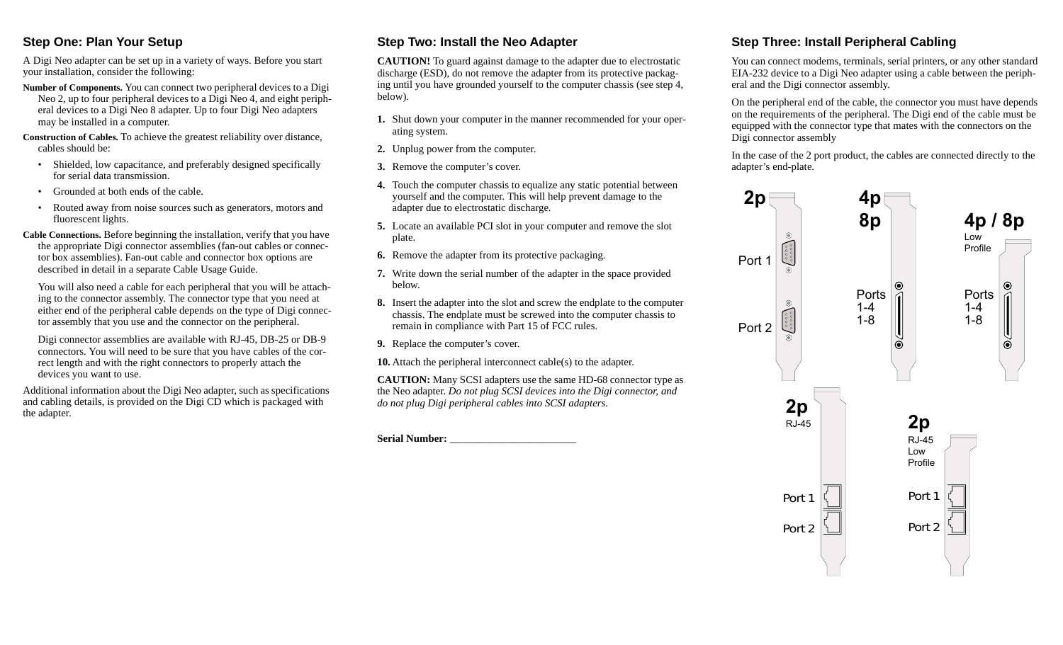## Step One: Plan Your Setup

A Digi Neo adapter can be set up in a variety of ways. Before you start your installation, consider the following:

**Number of Components.** You can connect two peripheral devices to a Digi Neo 2, up to four peripheral devices to a Digi Neo 4, and eight peripheral devices to a Digi Neo 8 adapter. Up to four Digi Neo adapters may be installed in a computer.

**Construction of Cables.** To achieve the greatest reliability over distance, cables should be:

- Shielded, low capacitance, and preferably designed specifically for serial data transmission.
- Grounded at both ends of the cable.
- Routed away from noise sources such as generators, motors and fluorescent lights.

**Cable Connections.** Before beginning the installation, verify that you have the appropriate Digi connector assemblies (fan-out cables or connector box assemblies). Fan-out cable and connector box options are described in detail in a separate Cable Usage Guide.

You will also need a cable for each peripheral that you will be attaching to the connector assembly. The connector type that you need at either end of the peripheral cable depends on the type of Digi connector assembly that you use and the connector on the peripheral.

Digi connector assemblies are available with RJ-45, DB-25 or DB-9 connectors. You will need to be sure that you have cables of the correct length and with the right connectors to properly attach the devices you want to use.

Additional information about the Digi Neo adapter, such as specifications and cabling details, is provided on the Digi CD which is packaged with the adapter.

## Step Two: Install the Neo Adapter

**CAUTION!** To guard against damage to the adapter due to electrostatic discharge (ESD), do not remove the adapter from its protective packaging until you have grounded yourself to the computer chassis (see step 4, below).

1. Shut down your computer in the manner recommended for your operating system.
2. Unplug power from the computer.
3. Remove the computer's cover.
4. Touch the computer chassis to equalize any static potential between yourself and the computer. This will help prevent damage to the adapter due to electrostatic discharge.
5. Locate an available PCI slot in your computer and remove the slot plate.
6. Remove the adapter from its protective packaging.
7. Write down the serial number of the adapter in the space provided below.
8. Insert the adapter into the slot and screw the endplate to the computer chassis. The endplate must be screwed into the computer chassis to remain in compliance with Part 15 of FCC rules.
9. Replace the computer's cover.
10. Attach the peripheral interconnect cable(s) to the adapter.

**CAUTION:** Many SCSI adapters use the same HD-68 connector type as the Neo adapter. *Do not plug SCSI devices into the Digi connector, and do not plug Digi peripheral cables into SCSI adapters.*

**Serial Number:** ________________________

## Step Three: Install Peripheral Cabling

You can connect modems, terminals, serial printers, or any other standard EIA-232 device to a Digi Neo adapter using a cable between the peripheral and the Digi connector assembly.

On the peripheral end of the cable, the connector you must have depends on the requirements of the peripheral. The Digi end of the cable must be equipped with the connector type that mates with the connectors on the Digi connector assembly

In the case of the 2 port product, the cables are connected directly to the adapter's end-plate.

2p

Port 1

Port 2

4p
8p

Ports
1-4
1-8

4p / 8p
Low
Profile

Ports
1-4
1-8

2p
RJ-45

Port 1

Port 2

2p
RJ-45
Low
Profile

Port 1

Port 2